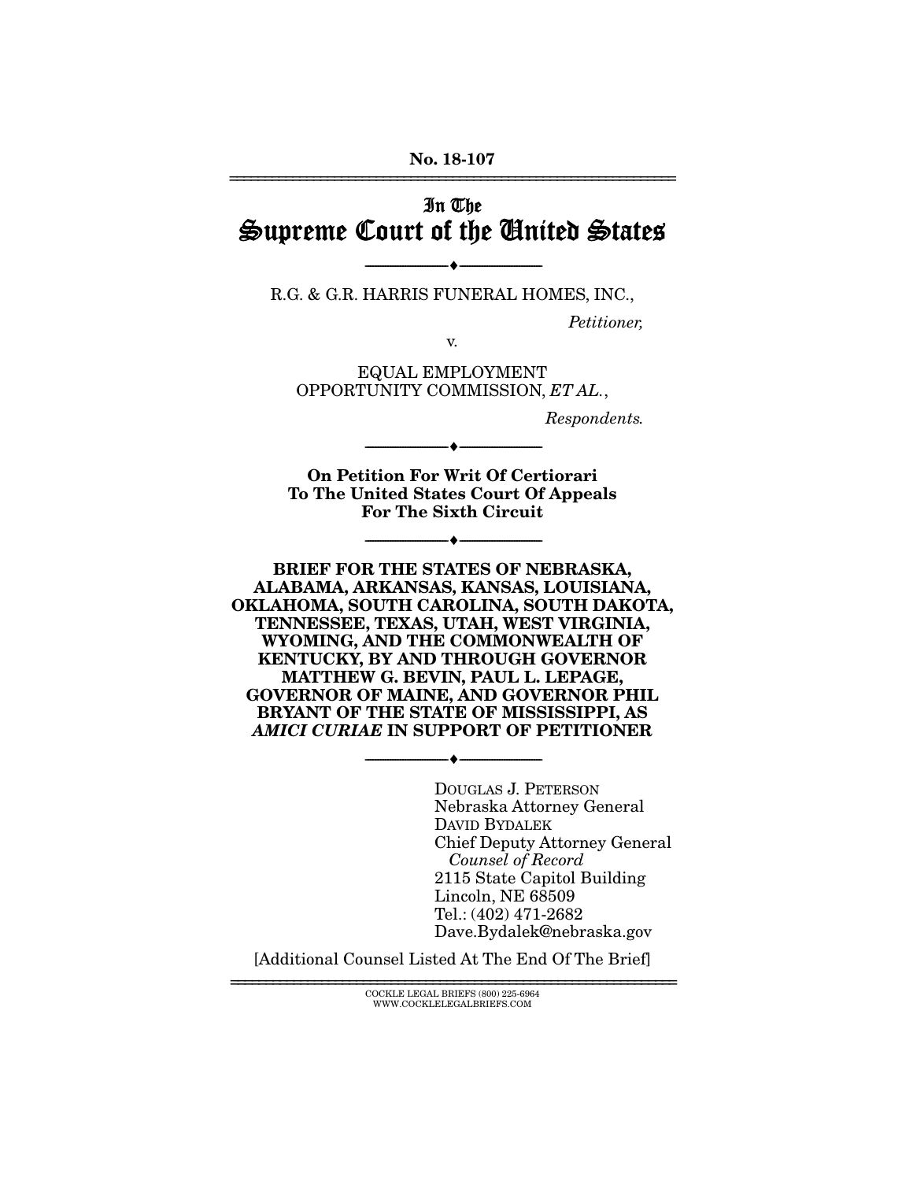No. 18-107

# In The Supreme Court of the United States

---

R.G. & G.R. HARRIS FUNERAL HOMES, INC.,

*Petitioner,*

v.

EQUAL EMPLOYMENT OPPORTUNITY COMMISSION, *ET AL.*,

*Respondents.*

---

**On Petition For Writ Of Certiorari To The United States Court Of Appeals For The Sixth Circuit**

---

**BRIEF FOR THE STATES OF NEBRASKA, ALABAMA, ARKANSAS, KANSAS, LOUISIANA, OKLAHOMA, SOUTH CAROLINA, SOUTH DAKOTA, TENNESSEE, TEXAS, UTAH, WEST VIRGINIA, WYOMING, AND THE COMMONWEALTH OF KENTUCKY, BY AND THROUGH GOVERNOR MATTHEW G. BEVIN, PAUL L. LEPAGE, GOVERNOR OF MAINE, AND GOVERNOR PHIL BRYANT OF THE STATE OF MISSISSIPPI, AS *AMICI CURIAE* IN SUPPORT OF PETITIONER**

---

DOUGLAS J. PETERSON
Nebraska Attorney General
DAVID BYDALEK
Chief Deputy Attorney General
*Counsel of Record*
2115 State Capitol Building
Lincoln, NE 68509
Tel.: (402) 471-2682
Dave.Bydalek@nebraska.gov

[Additional Counsel Listed At The End Of The Brief]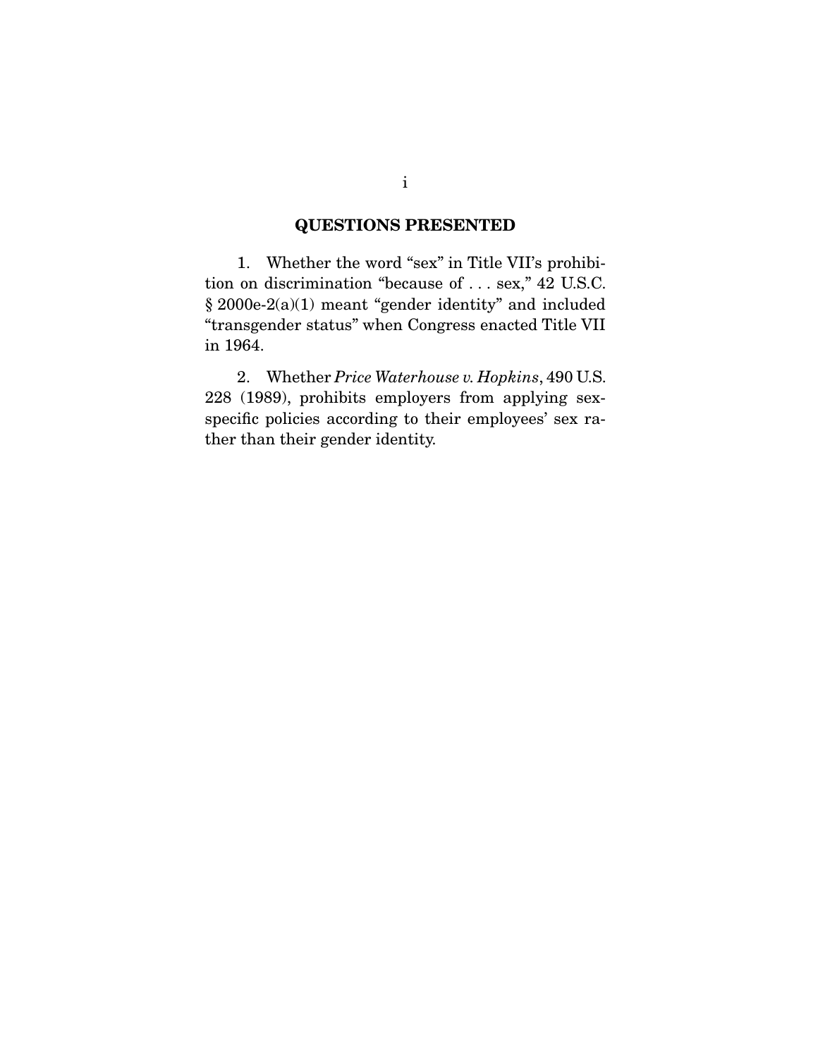## QUESTIONS PRESENTED

1. Whether the word "sex" in Title VII's prohibition on discrimination "because of . . . sex," 42 U.S.C. § 2000e-2(a)(1) meant "gender identity" and included "transgender status" when Congress enacted Title VII in 1964.

2. Whether *Price Waterhouse v. Hopkins*, 490 U.S. 228 (1989), prohibits employers from applying sex-specific policies according to their employees' sex rather than their gender identity.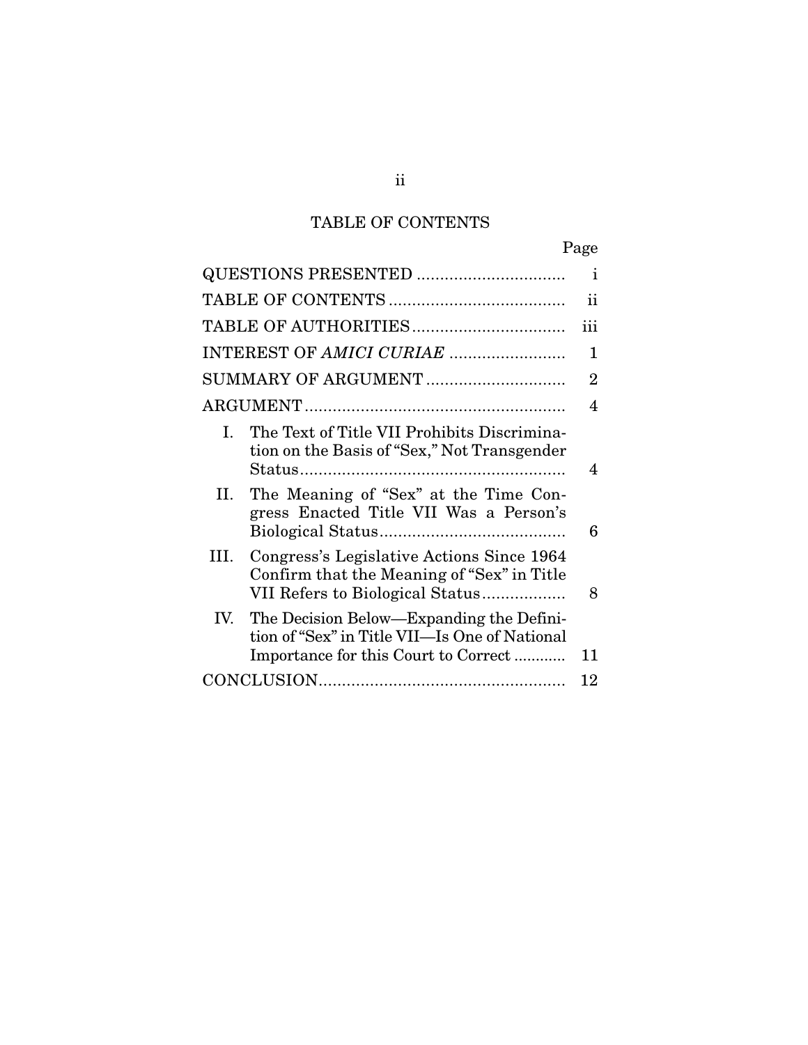# TABLE OF CONTENTS

| | Page |
|---|---|
| QUESTIONS PRESENTED | i |
| TABLE OF CONTENTS | ii |
| TABLE OF AUTHORITIES | iii |
| INTEREST OF *AMICI CURIAE* | 1 |
| SUMMARY OF ARGUMENT | 2 |
| ARGUMENT | 4 |
| I. The Text of Title VII Prohibits Discrimination on the Basis of "Sex," Not Transgender Status | 4 |
| II. The Meaning of "Sex" at the Time Congress Enacted Title VII Was a Person's Biological Status | 6 |
| III. Congress's Legislative Actions Since 1964 Confirm that the Meaning of "Sex" in Title VII Refers to Biological Status | 8 |
| IV. The Decision Below—Expanding the Definition of "Sex" in Title VII—Is One of National Importance for this Court to Correct | 11 |
| CONCLUSION | 12 |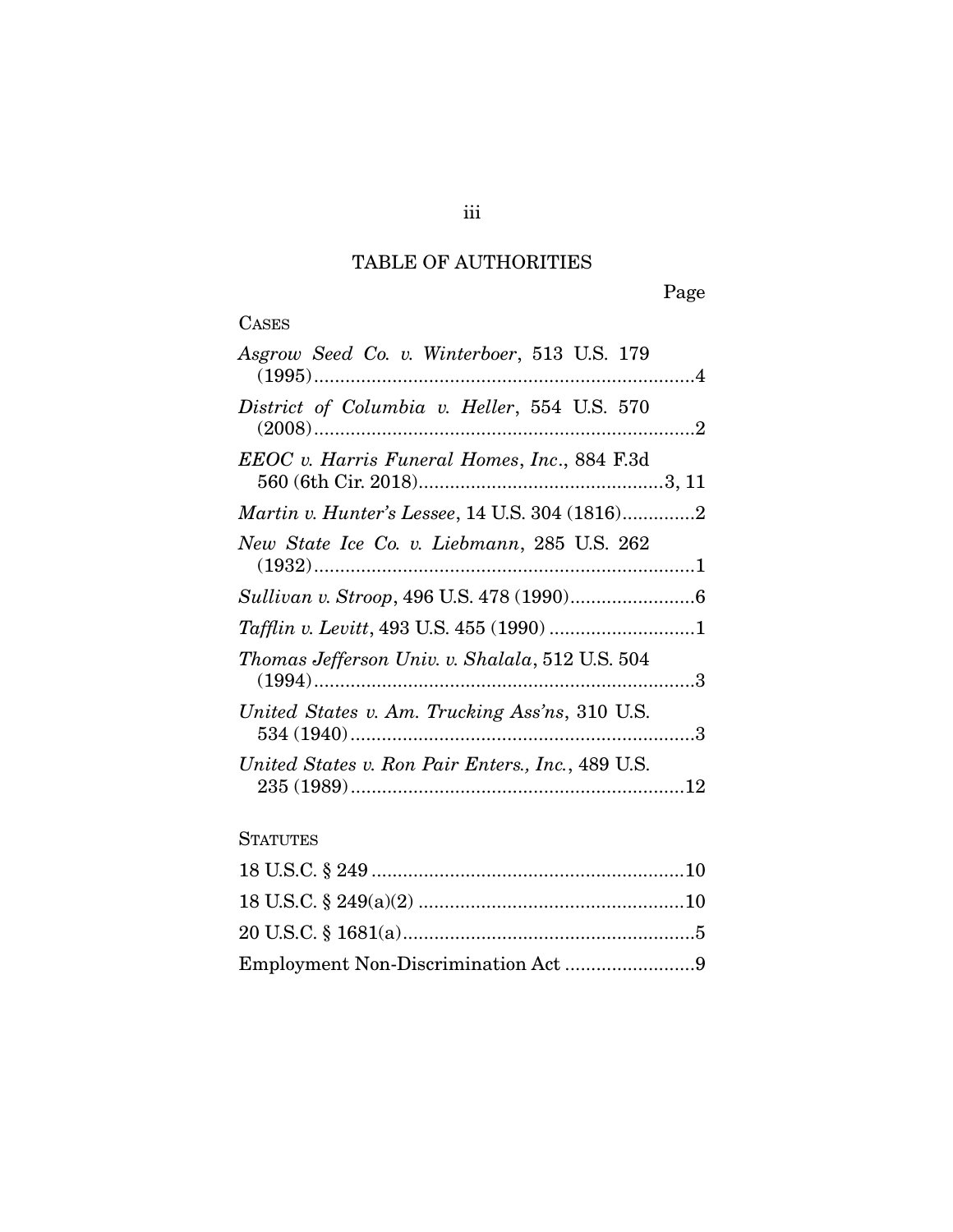# TABLE OF AUTHORITIES

Page

CASES

*Asgrow Seed Co. v. Winterboer*, 513 U.S. 179 (1995)........................................................................4

*District of Columbia v. Heller*, 554 U.S. 570 (2008)........................................................................2

*EEOC v. Harris Funeral Homes, Inc.*, 884 F.3d 560 (6th Cir. 2018)..............................................3, 11

*Martin v. Hunter's Lessee*, 14 U.S. 304 (1816).............2

*New State Ice Co. v. Liebmann*, 285 U.S. 262 (1932)........................................................................1

*Sullivan v. Stroop*, 496 U.S. 478 (1990)........................6

*Tafflin v. Levitt*, 493 U.S. 455 (1990) ............................1

*Thomas Jefferson Univ. v. Shalala*, 512 U.S. 504 (1994)........................................................................3

*United States v. Am. Trucking Ass'ns*, 310 U.S. 534 (1940).................................................................3

*United States v. Ron Pair Enters., Inc.*, 489 U.S. 235 (1989)................................................................12

STATUTES

18 U.S.C. § 249 ............................................................10

18 U.S.C. § 249(a)(2) ...................................................10

20 U.S.C. § 1681(a)........................................................5

Employment Non-Discrimination Act .........................9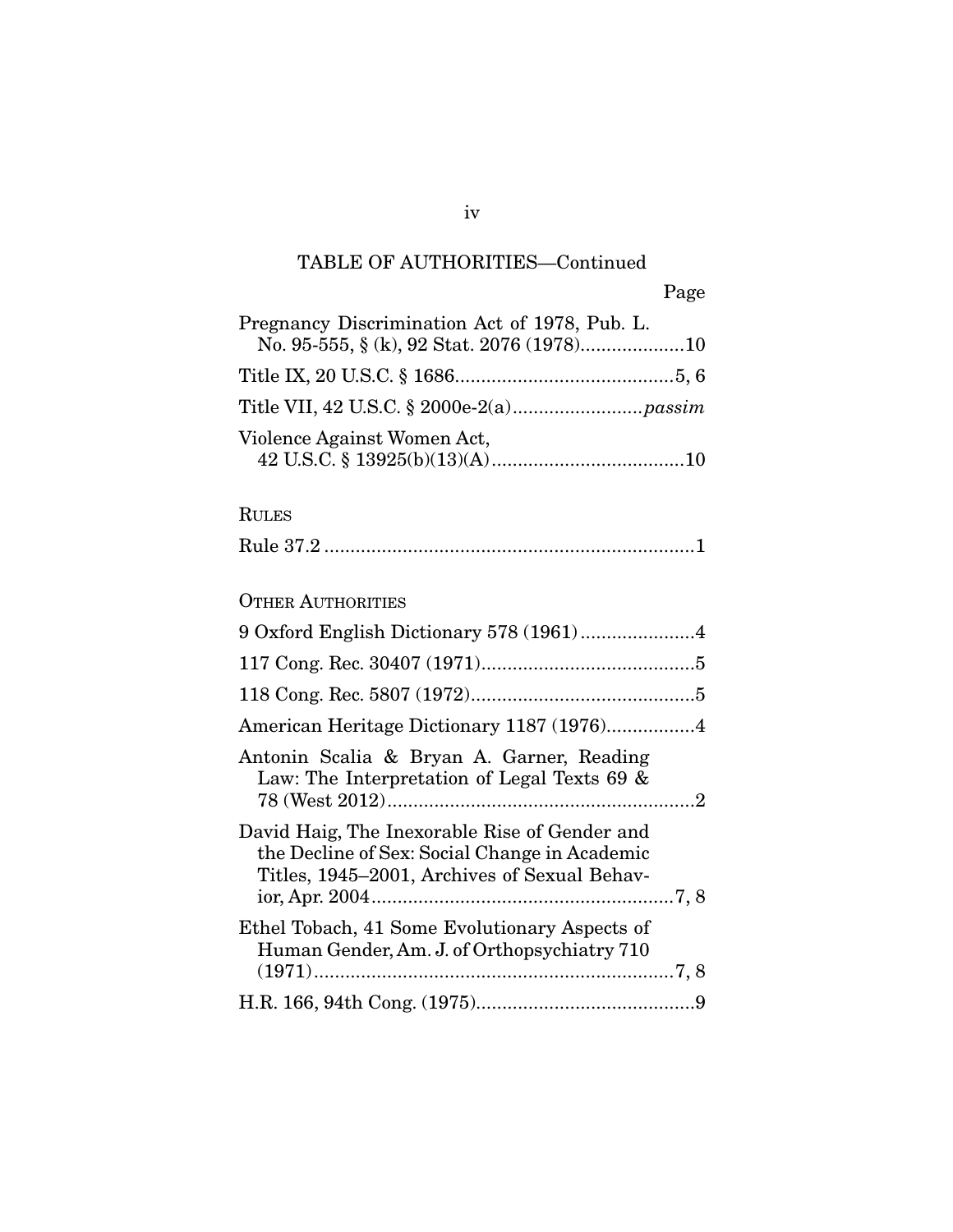TABLE OF AUTHORITIES—Continued

Page

Pregnancy Discrimination Act of 1978, Pub. L. No. 95-555, § (k), 92 Stat. 2076 (1978)....................10

Title IX, 20 U.S.C. § 1686..........................................5, 6

Title VII, 42 U.S.C. § 2000e-2(a).........................*passim*

Violence Against Women Act, 42 U.S.C. § 13925(b)(13)(A).....................................10

RULES

Rule 37.2 .......................................................................1

OTHER AUTHORITIES

9 Oxford English Dictionary 578 (1961)......................4

117 Cong. Rec. 30407 (1971).........................................5

118 Cong. Rec. 5807 (1972)...........................................5

American Heritage Dictionary 1187 (1976).................4

Antonin Scalia & Bryan A. Garner, Reading Law: The Interpretation of Legal Texts 69 & 78 (West 2012)...........................................................2

David Haig, The Inexorable Rise of Gender and the Decline of Sex: Social Change in Academic Titles, 1945–2001, Archives of Sexual Behavior, Apr. 2004..........................................................7, 8

Ethel Tobach, 41 Some Evolutionary Aspects of Human Gender, Am. J. of Orthopsychiatry 710 (1971).....................................................................7, 8

H.R. 166, 94th Cong. (1975)..........................................9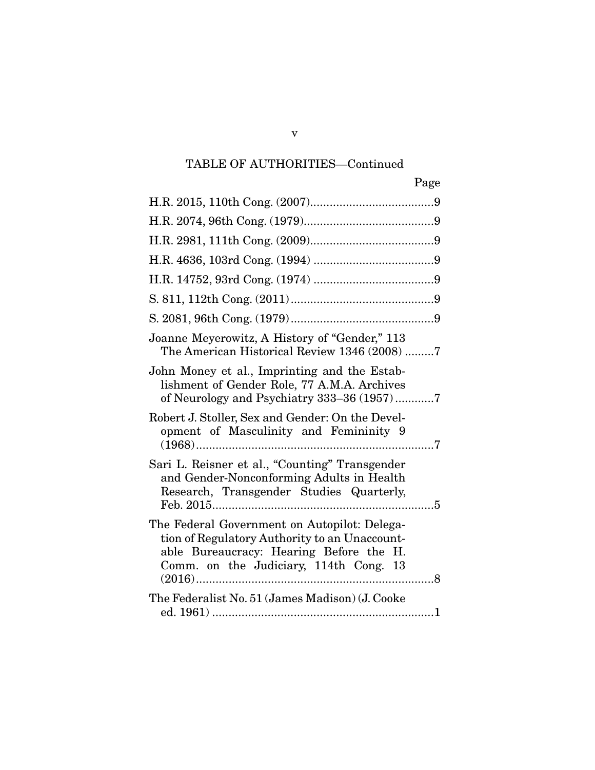TABLE OF AUTHORITIES—Continued

| | Page |
|---|---|
| H.R. 2015, 110th Cong. (2007) | 9 |
| H.R. 2074, 96th Cong. (1979) | 9 |
| H.R. 2981, 111th Cong. (2009) | 9 |
| H.R. 4636, 103rd Cong. (1994) | 9 |
| H.R. 14752, 93rd Cong. (1974) | 9 |
| S. 811, 112th Cong. (2011) | 9 |
| S. 2081, 96th Cong. (1979) | 9 |
| Joanne Meyerowitz, A History of "Gender," 113 The American Historical Review 1346 (2008) | 7 |
| John Money et al., Imprinting and the Establishment of Gender Role, 77 A.M.A. Archives of Neurology and Psychiatry 333–36 (1957) | 7 |
| Robert J. Stoller, Sex and Gender: On the Development of Masculinity and Femininity 9 (1968) | 7 |
| Sari L. Reisner et al., "Counting" Transgender and Gender-Nonconforming Adults in Health Research, Transgender Studies Quarterly, Feb. 2015 | 5 |
| The Federal Government on Autopilot: Delegation of Regulatory Authority to an Unaccountable Bureaucracy: Hearing Before the H. Comm. on the Judiciary, 114th Cong. 13 (2016) | 8 |
| The Federalist No. 51 (James Madison) (J. Cooke ed. 1961) | 1 |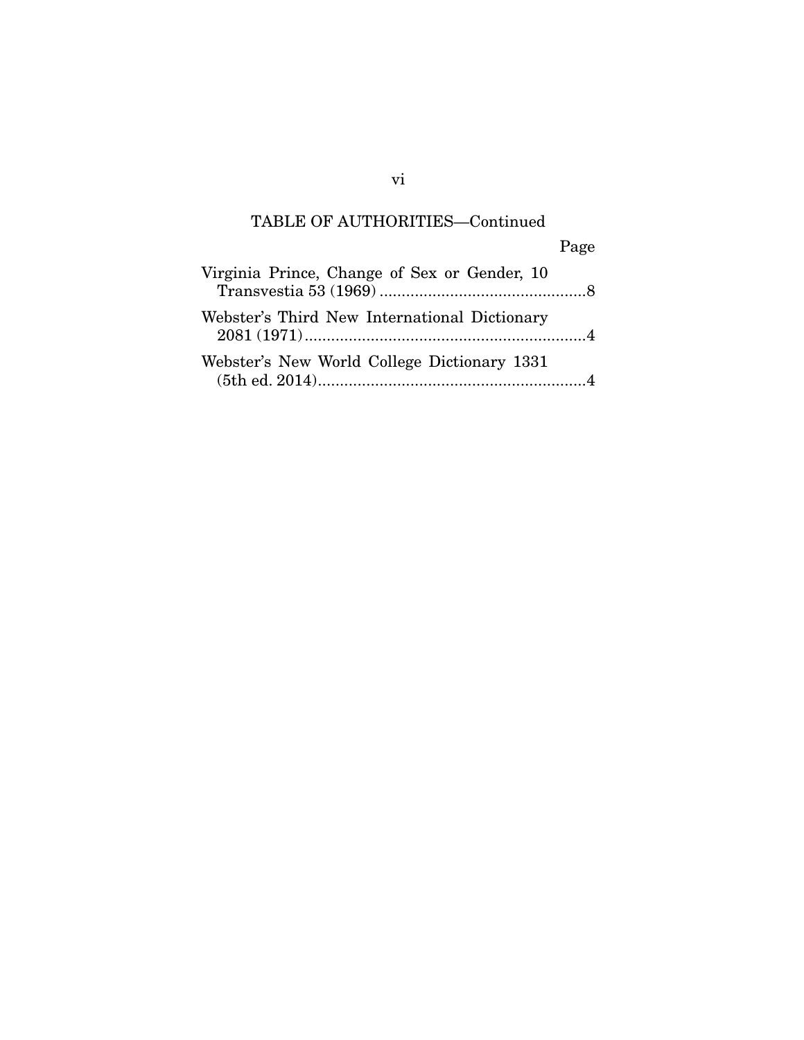TABLE OF AUTHORITIES—Continued

| | Page |
|---|---|
| Virginia Prince, Change of Sex or Gender, 10 Transvestia 53 (1969) | 8 |
| Webster's Third New International Dictionary 2081 (1971) | 4 |
| Webster's New World College Dictionary 1331 (5th ed. 2014) | 4 |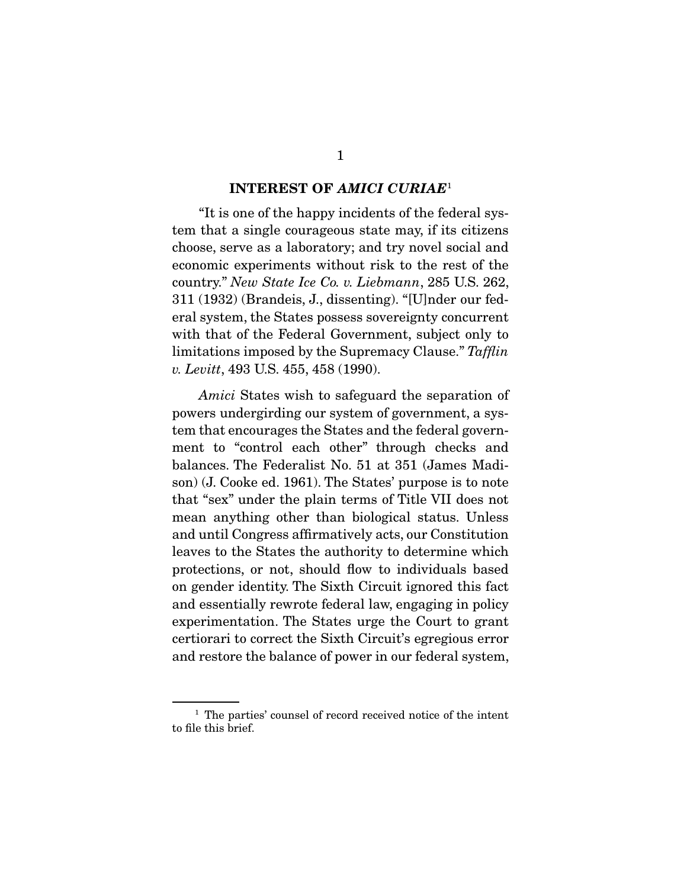## INTEREST OF *AMICI CURIAE*[1]

"It is one of the happy incidents of the federal system that a single courageous state may, if its citizens choose, serve as a laboratory; and try novel social and economic experiments without risk to the rest of the country." *New State Ice Co. v. Liebmann*, 285 U.S. 262, 311 (1932) (Brandeis, J., dissenting). "[U]nder our federal system, the States possess sovereignty concurrent with that of the Federal Government, subject only to limitations imposed by the Supremacy Clause." *Tafflin v. Levitt*, 493 U.S. 455, 458 (1990).

*Amici* States wish to safeguard the separation of powers undergirding our system of government, a system that encourages the States and the federal government to "control each other" through checks and balances. The Federalist No. 51 at 351 (James Madison) (J. Cooke ed. 1961). The States' purpose is to note that "sex" under the plain terms of Title VII does not mean anything other than biological status. Unless and until Congress affirmatively acts, our Constitution leaves to the States the authority to determine which protections, or not, should flow to individuals based on gender identity. The Sixth Circuit ignored this fact and essentially rewrote federal law, engaging in policy experimentation. The States urge the Court to grant certiorari to correct the Sixth Circuit's egregious error and restore the balance of power in our federal system,

[1] The parties' counsel of record received notice of the intent to file this brief.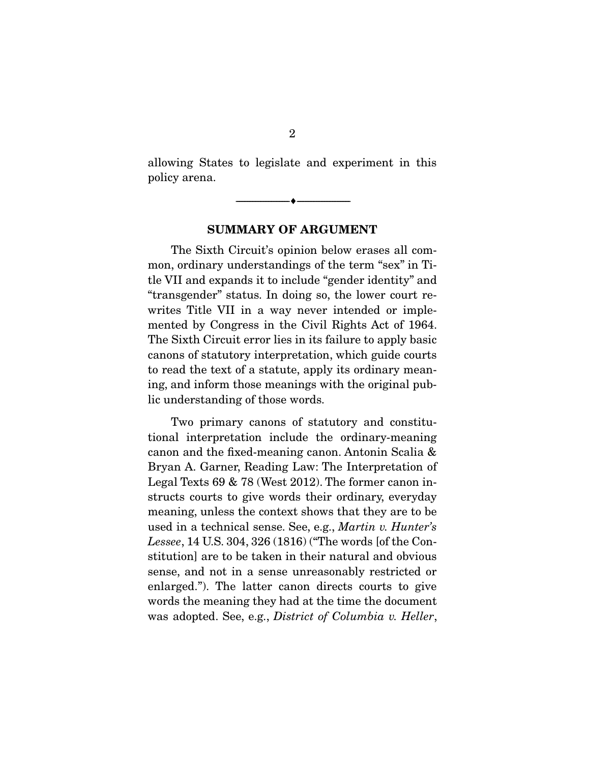allowing States to legislate and experiment in this policy arena.

---

## SUMMARY OF ARGUMENT

The Sixth Circuit's opinion below erases all common, ordinary understandings of the term "sex" in Title VII and expands it to include "gender identity" and "transgender" status. In doing so, the lower court rewrites Title VII in a way never intended or implemented by Congress in the Civil Rights Act of 1964. The Sixth Circuit error lies in its failure to apply basic canons of statutory interpretation, which guide courts to read the text of a statute, apply its ordinary meaning, and inform those meanings with the original public understanding of those words.

Two primary canons of statutory and constitutional interpretation include the ordinary-meaning canon and the fixed-meaning canon. Antonin Scalia & Bryan A. Garner, Reading Law: The Interpretation of Legal Texts 69 & 78 (West 2012). The former canon instructs courts to give words their ordinary, everyday meaning, unless the context shows that they are to be used in a technical sense. See, e.g., *Martin v. Hunter's Lessee*, 14 U.S. 304, 326 (1816) ("The words [of the Constitution] are to be taken in their natural and obvious sense, and not in a sense unreasonably restricted or enlarged."). The latter canon directs courts to give words the meaning they had at the time the document was adopted. See, e.g., *District of Columbia v. Heller*,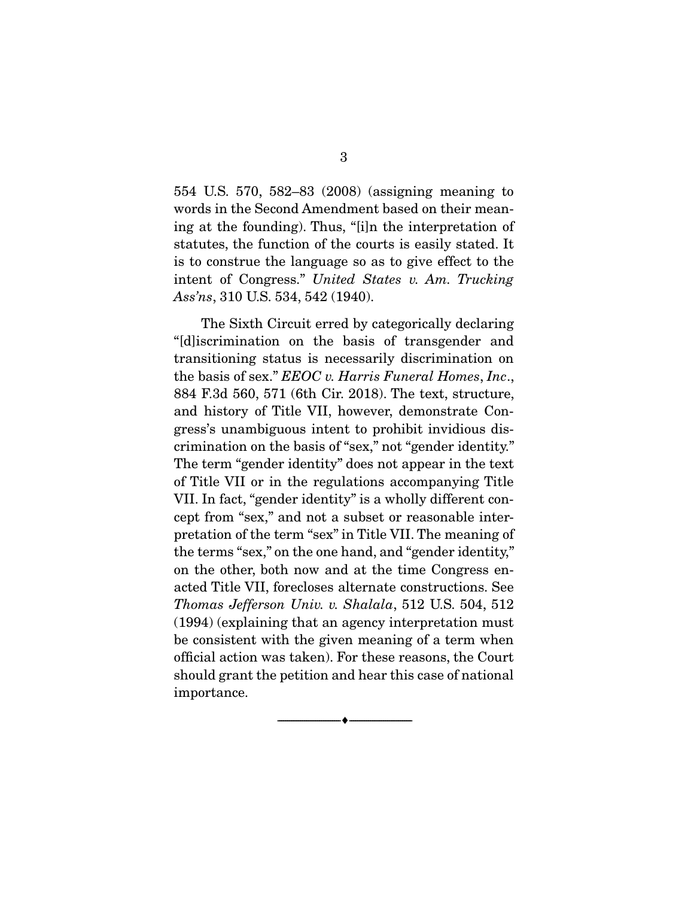554 U.S. 570, 582–83 (2008) (assigning meaning to words in the Second Amendment based on their meaning at the founding). Thus, "[i]n the interpretation of statutes, the function of the courts is easily stated. It is to construe the language so as to give effect to the intent of Congress." *United States v. Am. Trucking Ass'ns*, 310 U.S. 534, 542 (1940).

The Sixth Circuit erred by categorically declaring "[d]iscrimination on the basis of transgender and transitioning status is necessarily discrimination on the basis of sex." *EEOC v. Harris Funeral Homes*, *Inc*., 884 F.3d 560, 571 (6th Cir. 2018). The text, structure, and history of Title VII, however, demonstrate Congress's unambiguous intent to prohibit invidious discrimination on the basis of "sex," not "gender identity." The term "gender identity" does not appear in the text of Title VII or in the regulations accompanying Title VII. In fact, "gender identity" is a wholly different concept from "sex," and not a subset or reasonable interpretation of the term "sex" in Title VII. The meaning of the terms "sex," on the one hand, and "gender identity," on the other, both now and at the time Congress enacted Title VII, forecloses alternate constructions. See *Thomas Jefferson Univ. v. Shalala*, 512 U.S. 504, 512 (1994) (explaining that an agency interpretation must be consistent with the given meaning of a term when official action was taken). For these reasons, the Court should grant the petition and hear this case of national importance.

---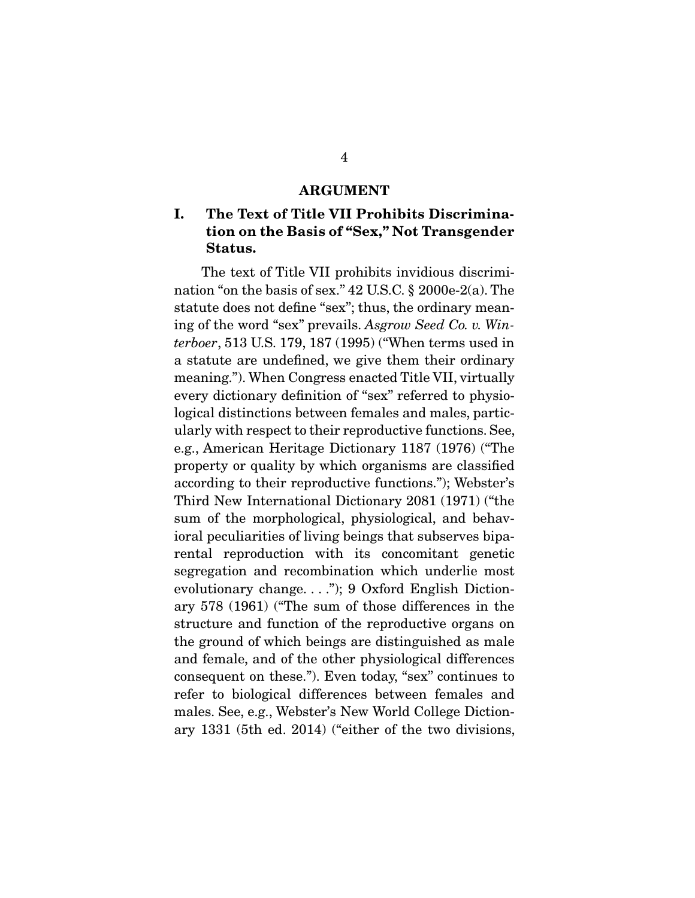## ARGUMENT

### I. The Text of Title VII Prohibits Discrimination on the Basis of "Sex," Not Transgender Status.

The text of Title VII prohibits invidious discrimination "on the basis of sex." 42 U.S.C. § 2000e-2(a). The statute does not define "sex"; thus, the ordinary meaning of the word "sex" prevails. *Asgrow Seed Co. v. Winterboer*, 513 U.S. 179, 187 (1995) ("When terms used in a statute are undefined, we give them their ordinary meaning."). When Congress enacted Title VII, virtually every dictionary definition of "sex" referred to physiological distinctions between females and males, particularly with respect to their reproductive functions. See, e.g., American Heritage Dictionary 1187 (1976) ("The property or quality by which organisms are classified according to their reproductive functions."); Webster's Third New International Dictionary 2081 (1971) ("the sum of the morphological, physiological, and behavioral peculiarities of living beings that subserves biparental reproduction with its concomitant genetic segregation and recombination which underlie most evolutionary change. . . ."); 9 Oxford English Dictionary 578 (1961) ("The sum of those differences in the structure and function of the reproductive organs on the ground of which beings are distinguished as male and female, and of the other physiological differences consequent on these."). Even today, "sex" continues to refer to biological differences between females and males. See, e.g., Webster's New World College Dictionary 1331 (5th ed. 2014) ("either of the two divisions,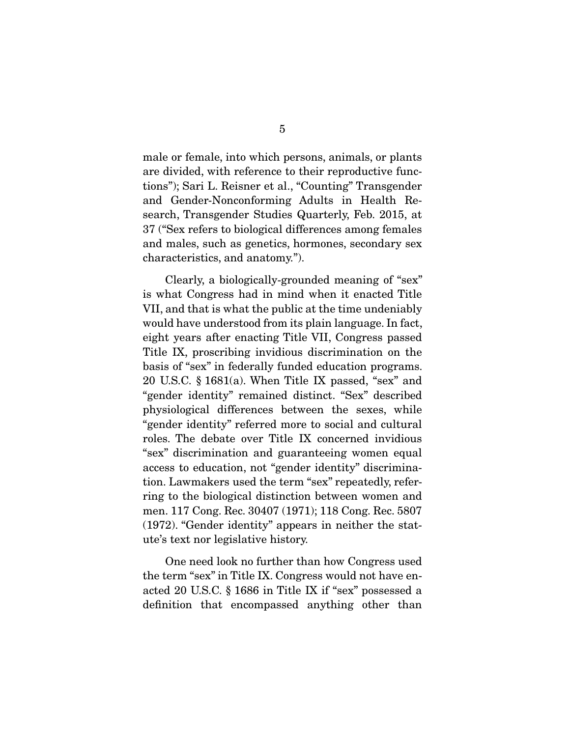male or female, into which persons, animals, or plants are divided, with reference to their reproductive functions"); Sari L. Reisner et al., "Counting" Transgender and Gender-Nonconforming Adults in Health Research, Transgender Studies Quarterly, Feb. 2015, at 37 ("Sex refers to biological differences among females and males, such as genetics, hormones, secondary sex characteristics, and anatomy.").

Clearly, a biologically-grounded meaning of "sex" is what Congress had in mind when it enacted Title VII, and that is what the public at the time undeniably would have understood from its plain language. In fact, eight years after enacting Title VII, Congress passed Title IX, proscribing invidious discrimination on the basis of "sex" in federally funded education programs. 20 U.S.C. § 1681(a). When Title IX passed, "sex" and "gender identity" remained distinct. "Sex" described physiological differences between the sexes, while "gender identity" referred more to social and cultural roles. The debate over Title IX concerned invidious "sex" discrimination and guaranteeing women equal access to education, not "gender identity" discrimination. Lawmakers used the term "sex" repeatedly, referring to the biological distinction between women and men. 117 Cong. Rec. 30407 (1971); 118 Cong. Rec. 5807 (1972). "Gender identity" appears in neither the statute's text nor legislative history.

One need look no further than how Congress used the term "sex" in Title IX. Congress would not have enacted 20 U.S.C. § 1686 in Title IX if "sex" possessed a definition that encompassed anything other than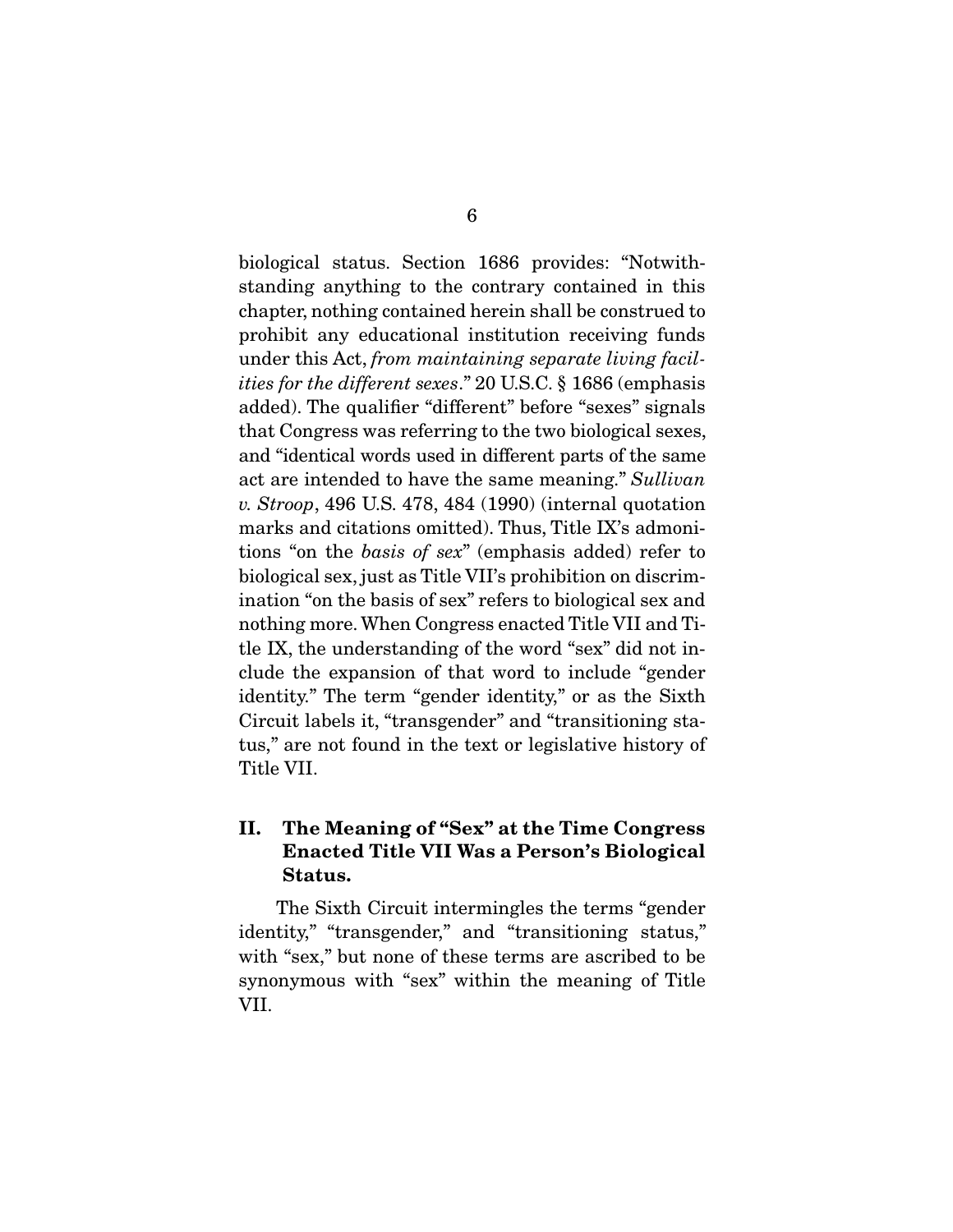biological status. Section 1686 provides: "Notwithstanding anything to the contrary contained in this chapter, nothing contained herein shall be construed to prohibit any educational institution receiving funds under this Act, *from maintaining separate living facilities for the different sexes*." 20 U.S.C. § 1686 (emphasis added). The qualifier "different" before "sexes" signals that Congress was referring to the two biological sexes, and "identical words used in different parts of the same act are intended to have the same meaning." *Sullivan v. Stroop*, 496 U.S. 478, 484 (1990) (internal quotation marks and citations omitted). Thus, Title IX's admonitions "on the *basis of sex*" (emphasis added) refer to biological sex, just as Title VII's prohibition on discrimination "on the basis of sex" refers to biological sex and nothing more. When Congress enacted Title VII and Title IX, the understanding of the word "sex" did not include the expansion of that word to include "gender identity." The term "gender identity," or as the Sixth Circuit labels it, "transgender" and "transitioning status," are not found in the text or legislative history of Title VII.

## II. The Meaning of "Sex" at the Time Congress Enacted Title VII Was a Person's Biological Status.

The Sixth Circuit intermingles the terms "gender identity," "transgender," and "transitioning status," with "sex," but none of these terms are ascribed to be synonymous with "sex" within the meaning of Title VII.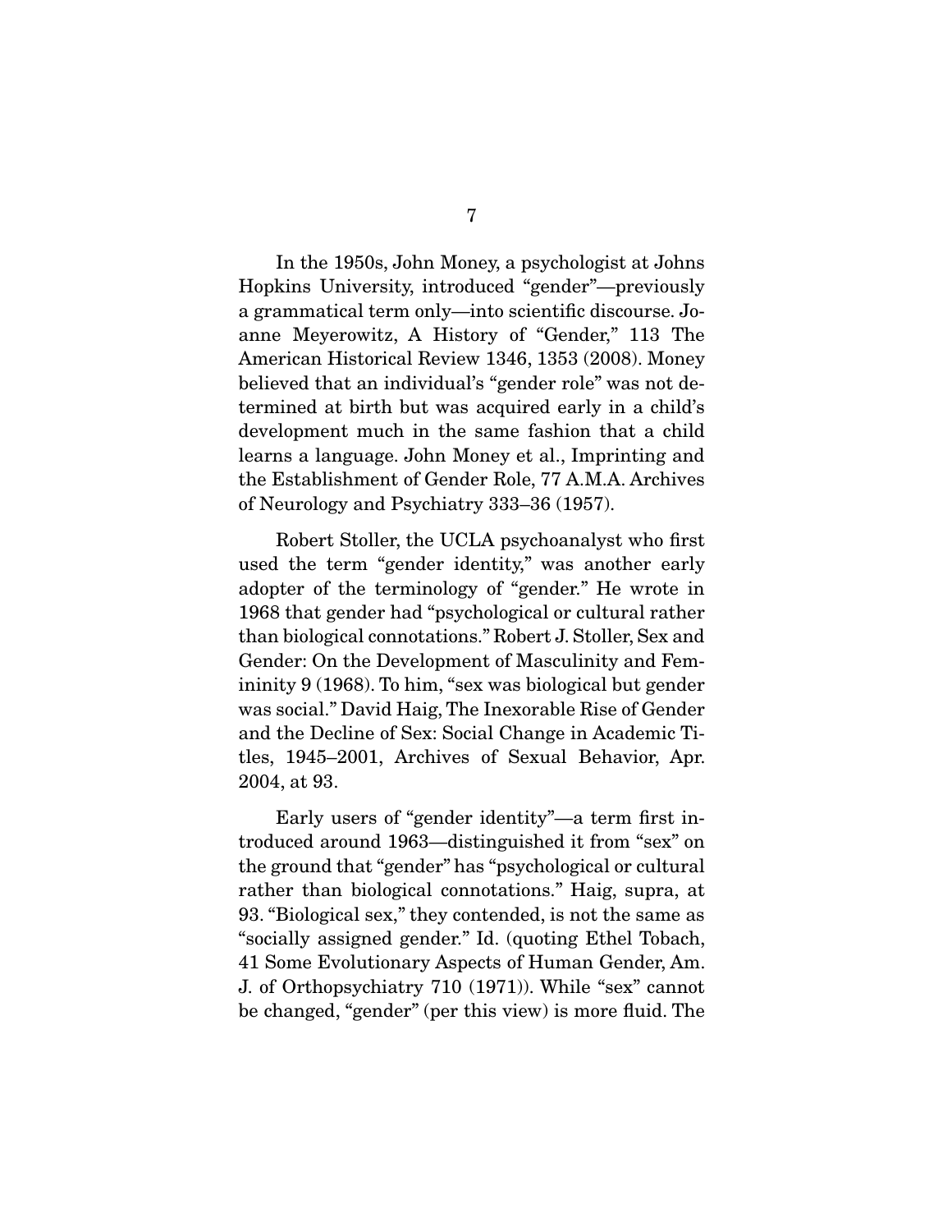In the 1950s, John Money, a psychologist at Johns Hopkins University, introduced "gender"—previously a grammatical term only—into scientific discourse. Joanne Meyerowitz, A History of "Gender," 113 The American Historical Review 1346, 1353 (2008). Money believed that an individual's "gender role" was not determined at birth but was acquired early in a child's development much in the same fashion that a child learns a language. John Money et al., Imprinting and the Establishment of Gender Role, 77 A.M.A. Archives of Neurology and Psychiatry 333–36 (1957).

Robert Stoller, the UCLA psychoanalyst who first used the term "gender identity," was another early adopter of the terminology of "gender." He wrote in 1968 that gender had "psychological or cultural rather than biological connotations." Robert J. Stoller, Sex and Gender: On the Development of Masculinity and Femininity 9 (1968). To him, "sex was biological but gender was social." David Haig, The Inexorable Rise of Gender and the Decline of Sex: Social Change in Academic Titles, 1945–2001, Archives of Sexual Behavior, Apr. 2004, at 93.

Early users of "gender identity"—a term first introduced around 1963—distinguished it from "sex" on the ground that "gender" has "psychological or cultural rather than biological connotations." Haig, supra, at 93. "Biological sex," they contended, is not the same as "socially assigned gender." Id. (quoting Ethel Tobach, 41 Some Evolutionary Aspects of Human Gender, Am. J. of Orthopsychiatry 710 (1971)). While "sex" cannot be changed, "gender" (per this view) is more fluid. The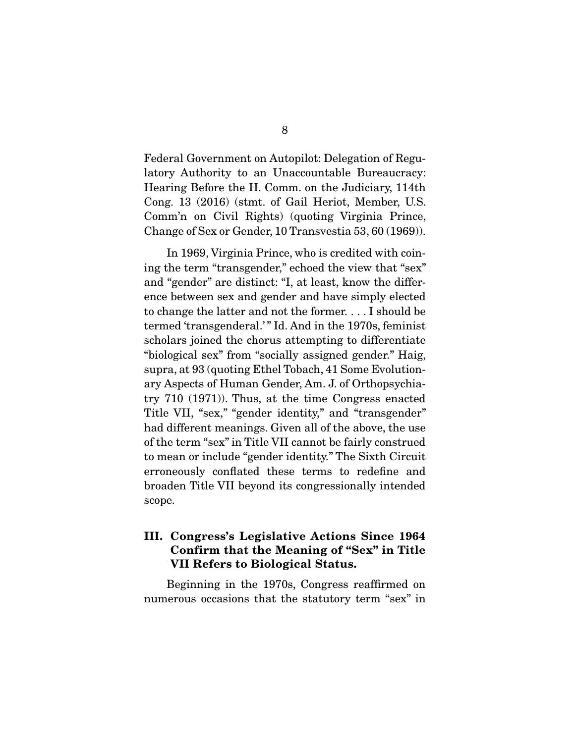Federal Government on Autopilot: Delegation of Regulatory Authority to an Unaccountable Bureaucracy: Hearing Before the H. Comm. on the Judiciary, 114th Cong. 13 (2016) (stmt. of Gail Heriot, Member, U.S. Comm'n on Civil Rights) (quoting Virginia Prince, Change of Sex or Gender, 10 Transvestia 53, 60 (1969)).

In 1969, Virginia Prince, who is credited with coining the term "transgender," echoed the view that "sex" and "gender" are distinct: "I, at least, know the difference between sex and gender and have simply elected to change the latter and not the former. . . . I should be termed 'transgenderal.'" Id. And in the 1970s, feminist scholars joined the chorus attempting to differentiate "biological sex" from "socially assigned gender." Haig, supra, at 93 (quoting Ethel Tobach, 41 Some Evolutionary Aspects of Human Gender, Am. J. of Orthopsychiatry 710 (1971)). Thus, at the time Congress enacted Title VII, "sex," "gender identity," and "transgender" had different meanings. Given all of the above, the use of the term "sex" in Title VII cannot be fairly construed to mean or include "gender identity." The Sixth Circuit erroneously conflated these terms to redefine and broaden Title VII beyond its congressionally intended scope.

## III. Congress's Legislative Actions Since 1964 Confirm that the Meaning of "Sex" in Title VII Refers to Biological Status.

Beginning in the 1970s, Congress reaffirmed on numerous occasions that the statutory term "sex" in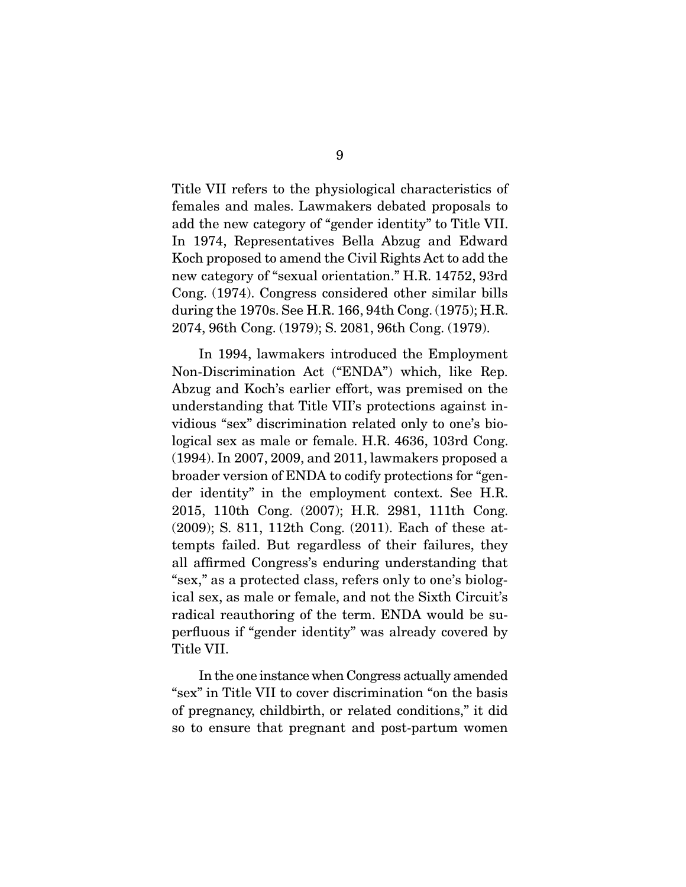Title VII refers to the physiological characteristics of females and males. Lawmakers debated proposals to add the new category of "gender identity" to Title VII. In 1974, Representatives Bella Abzug and Edward Koch proposed to amend the Civil Rights Act to add the new category of "sexual orientation." H.R. 14752, 93rd Cong. (1974). Congress considered other similar bills during the 1970s. See H.R. 166, 94th Cong. (1975); H.R. 2074, 96th Cong. (1979); S. 2081, 96th Cong. (1979).

In 1994, lawmakers introduced the Employment Non-Discrimination Act ("ENDA") which, like Rep. Abzug and Koch's earlier effort, was premised on the understanding that Title VII's protections against invidious "sex" discrimination related only to one's biological sex as male or female. H.R. 4636, 103rd Cong. (1994). In 2007, 2009, and 2011, lawmakers proposed a broader version of ENDA to codify protections for "gender identity" in the employment context. See H.R. 2015, 110th Cong. (2007); H.R. 2981, 111th Cong. (2009); S. 811, 112th Cong. (2011). Each of these attempts failed. But regardless of their failures, they all affirmed Congress's enduring understanding that "sex," as a protected class, refers only to one's biological sex, as male or female, and not the Sixth Circuit's radical reauthoring of the term. ENDA would be superfluous if "gender identity" was already covered by Title VII.

In the one instance when Congress actually amended "sex" in Title VII to cover discrimination "on the basis of pregnancy, childbirth, or related conditions," it did so to ensure that pregnant and post-partum women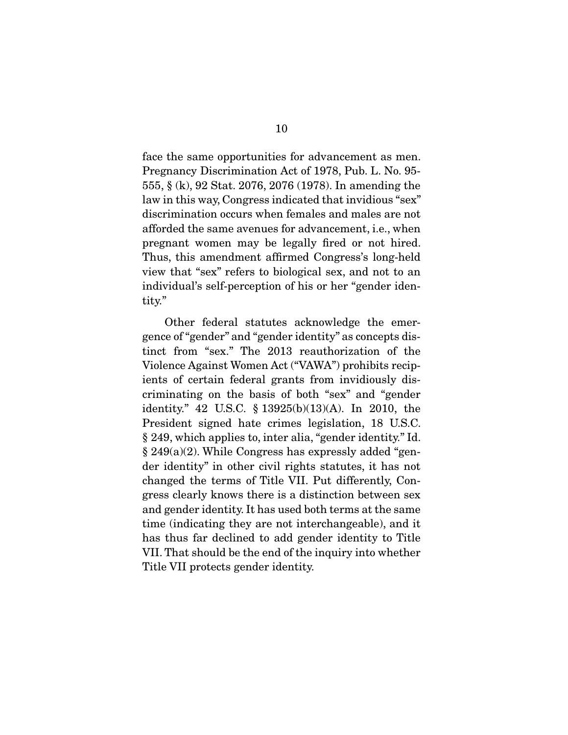face the same opportunities for advancement as men. Pregnancy Discrimination Act of 1978, Pub. L. No. 95-555, § (k), 92 Stat. 2076, 2076 (1978). In amending the law in this way, Congress indicated that invidious "sex" discrimination occurs when females and males are not afforded the same avenues for advancement, i.e., when pregnant women may be legally fired or not hired. Thus, this amendment affirmed Congress's long-held view that "sex" refers to biological sex, and not to an individual's self-perception of his or her "gender identity."

Other federal statutes acknowledge the emergence of "gender" and "gender identity" as concepts distinct from "sex." The 2013 reauthorization of the Violence Against Women Act ("VAWA") prohibits recipients of certain federal grants from invidiously discriminating on the basis of both "sex" and "gender identity." 42 U.S.C. § 13925(b)(13)(A). In 2010, the President signed hate crimes legislation, 18 U.S.C. § 249, which applies to, inter alia, "gender identity." Id. § 249(a)(2). While Congress has expressly added "gender identity" in other civil rights statutes, it has not changed the terms of Title VII. Put differently, Congress clearly knows there is a distinction between sex and gender identity. It has used both terms at the same time (indicating they are not interchangeable), and it has thus far declined to add gender identity to Title VII. That should be the end of the inquiry into whether Title VII protects gender identity.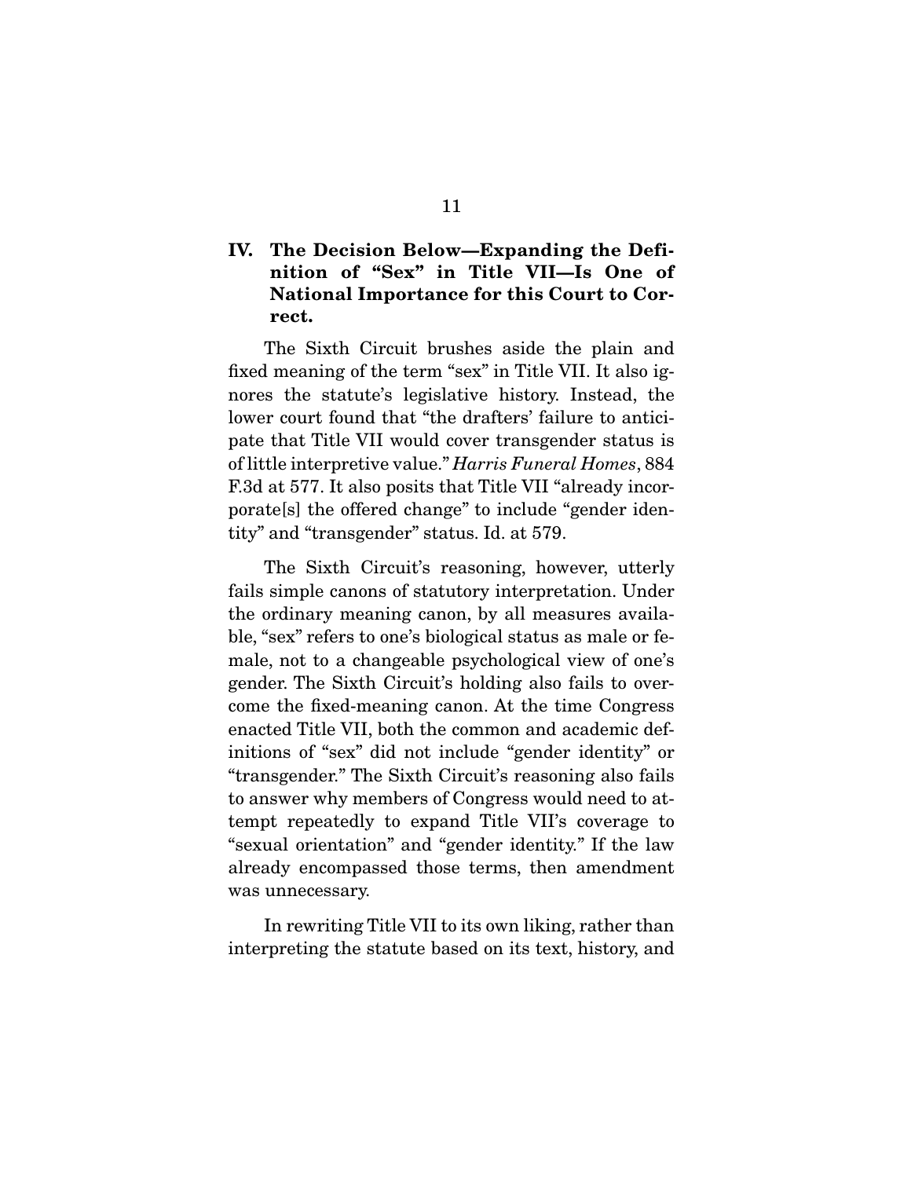## IV. The Decision Below—Expanding the Definition of "Sex" in Title VII—Is One of National Importance for this Court to Correct.

The Sixth Circuit brushes aside the plain and fixed meaning of the term "sex" in Title VII. It also ignores the statute's legislative history. Instead, the lower court found that "the drafters' failure to anticipate that Title VII would cover transgender status is of little interpretive value." *Harris Funeral Homes*, 884 F.3d at 577. It also posits that Title VII "already incorporate[s] the offered change" to include "gender identity" and "transgender" status. Id. at 579.

The Sixth Circuit's reasoning, however, utterly fails simple canons of statutory interpretation. Under the ordinary meaning canon, by all measures available, "sex" refers to one's biological status as male or female, not to a changeable psychological view of one's gender. The Sixth Circuit's holding also fails to overcome the fixed-meaning canon. At the time Congress enacted Title VII, both the common and academic definitions of "sex" did not include "gender identity" or "transgender." The Sixth Circuit's reasoning also fails to answer why members of Congress would need to attempt repeatedly to expand Title VII's coverage to "sexual orientation" and "gender identity." If the law already encompassed those terms, then amendment was unnecessary.

In rewriting Title VII to its own liking, rather than interpreting the statute based on its text, history, and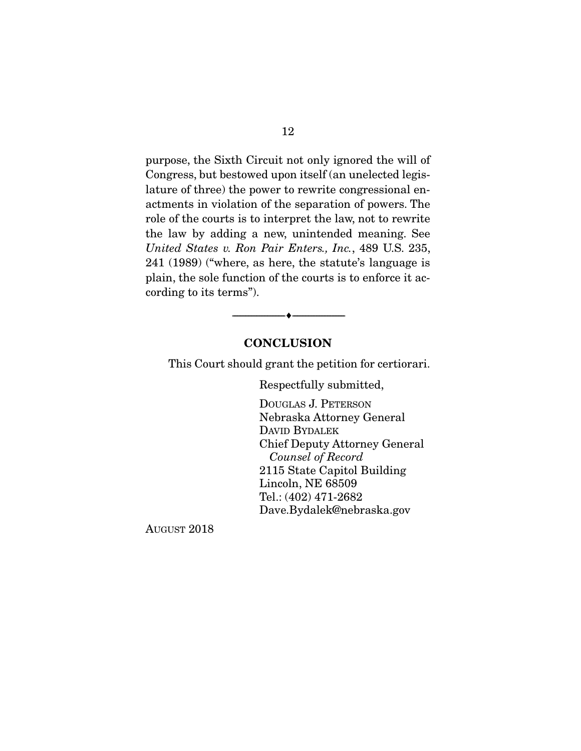purpose, the Sixth Circuit not only ignored the will of Congress, but bestowed upon itself (an unelected legislature of three) the power to rewrite congressional enactments in violation of the separation of powers. The role of the courts is to interpret the law, not to rewrite the law by adding a new, unintended meaning. See *United States v. Ron Pair Enters., Inc.*, 489 U.S. 235, 241 (1989) ("where, as here, the statute's language is plain, the sole function of the courts is to enforce it according to its terms").

---

## CONCLUSION

This Court should grant the petition for certiorari.

Respectfully submitted,

DOUGLAS J. PETERSON
Nebraska Attorney General
DAVID BYDALEK
Chief Deputy Attorney General
*Counsel of Record*
2115 State Capitol Building
Lincoln, NE 68509
Tel.: (402) 471-2682
Dave.Bydalek@nebraska.gov

AUGUST 2018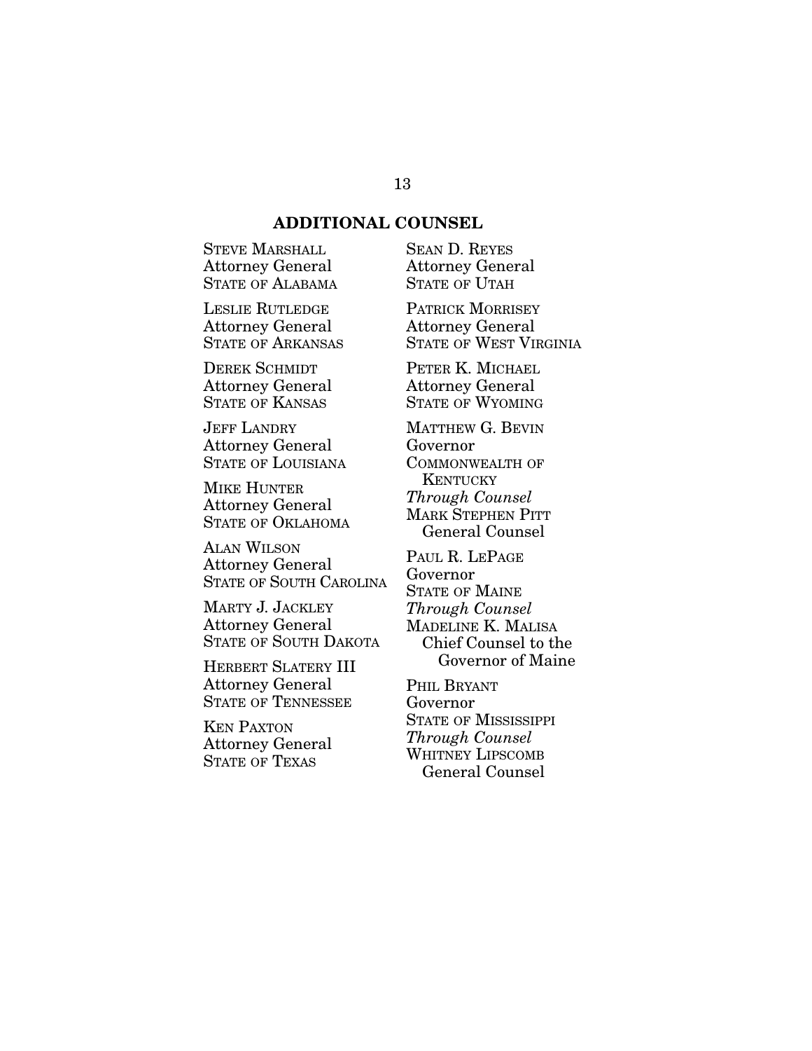## ADDITIONAL COUNSEL

STEVE MARSHALL
Attorney General
STATE OF ALABAMA

LESLIE RUTLEDGE
Attorney General
STATE OF ARKANSAS

DEREK SCHMIDT
Attorney General
STATE OF KANSAS

JEFF LANDRY
Attorney General
STATE OF LOUISIANA

MIKE HUNTER
Attorney General
STATE OF OKLAHOMA

ALAN WILSON
Attorney General
STATE OF SOUTH CAROLINA

MARTY J. JACKLEY
Attorney General
STATE OF SOUTH DAKOTA

HERBERT SLATERY III
Attorney General
STATE OF TENNESSEE

KEN PAXTON
Attorney General
STATE OF TEXAS

SEAN D. REYES
Attorney General
STATE OF UTAH

PATRICK MORRISEY
Attorney General
STATE OF WEST VIRGINIA

PETER K. MICHAEL
Attorney General
STATE OF WYOMING

MATTHEW G. BEVIN
Governor
COMMONWEALTH OF KENTUCKY
*Through Counsel*
MARK STEPHEN PITT
General Counsel

PAUL R. LEPAGE
Governor
STATE OF MAINE
*Through Counsel*
MADELINE K. MALISA
Chief Counsel to the Governor of Maine

PHIL BRYANT
Governor
STATE OF MISSISSIPPI
*Through Counsel*
WHITNEY LIPSCOMB
General Counsel